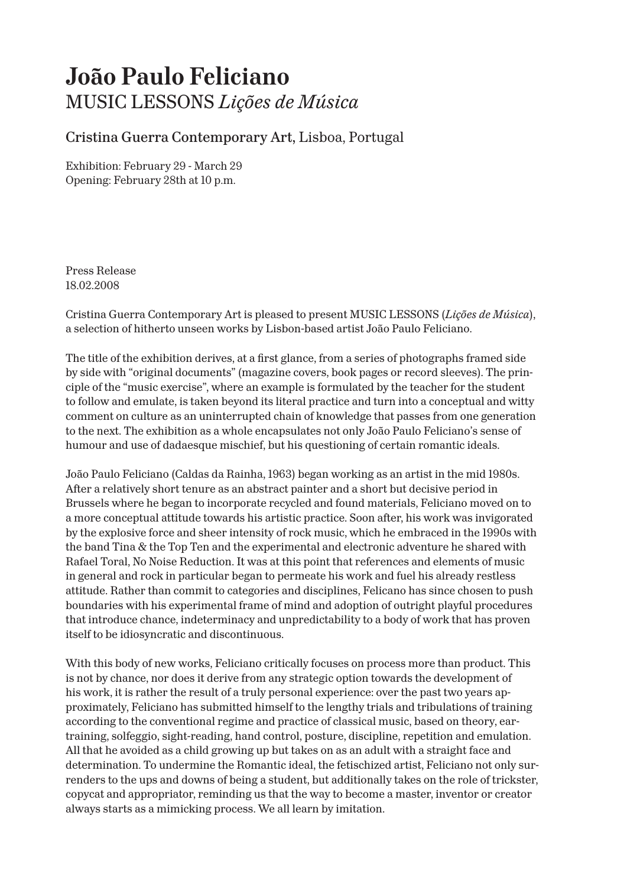# João Paulo Feliciano

## MUSIC LESSONS *Lições de Música*

### Cristina Guerra Contemporary Art, Lisboa, Portugal

Exhibition: February 29 - March 29
Opening: February 28th at 10 p.m.

Press Release
18.02.2008

Cristina Guerra Contemporary Art is pleased to present MUSIC LESSONS (*Lições de Música*), a selection of hitherto unseen works by Lisbon-based artist João Paulo Feliciano.

The title of the exhibition derives, at a first glance, from a series of photographs framed side by side with "original documents" (magazine covers, book pages or record sleeves). The principle of the "music exercise", where an example is formulated by the teacher for the student to follow and emulate, is taken beyond its literal practice and turn into a conceptual and witty comment on culture as an uninterrupted chain of knowledge that passes from one generation to the next. The exhibition as a whole encapsulates not only João Paulo Feliciano's sense of humour and use of dadaesque mischief, but his questioning of certain romantic ideals.

João Paulo Feliciano (Caldas da Rainha, 1963) began working as an artist in the mid 1980s. After a relatively short tenure as an abstract painter and a short but decisive period in Brussels where he began to incorporate recycled and found materials, Feliciano moved on to a more conceptual attitude towards his artistic practice. Soon after, his work was invigorated by the explosive force and sheer intensity of rock music, which he embraced in the 1990s with the band Tina & the Top Ten and the experimental and electronic adventure he shared with Rafael Toral, No Noise Reduction. It was at this point that references and elements of music in general and rock in particular began to permeate his work and fuel his already restless attitude. Rather than commit to categories and disciplines, Felicano has since chosen to push boundaries with his experimental frame of mind and adoption of outright playful procedures that introduce chance, indeterminacy and unpredictability to a body of work that has proven itself to be idiosyncratic and discontinuous.

With this body of new works, Feliciano critically focuses on process more than product. This is not by chance, nor does it derive from any strategic option towards the development of his work, it is rather the result of a truly personal experience: over the past two years approximately, Feliciano has submitted himself to the lengthy trials and tribulations of training according to the conventional regime and practice of classical music, based on theory, ear-training, solfeggio, sight-reading, hand control, posture, discipline, repetition and emulation. All that he avoided as a child growing up but takes on as an adult with a straight face and determination. To undermine the Romantic ideal, the fetischized artist, Feliciano not only surrenders to the ups and downs of being a student, but additionally takes on the role of trickster, copycat and appropriator, reminding us that the way to become a master, inventor or creator always starts as a mimicking process. We all learn by imitation.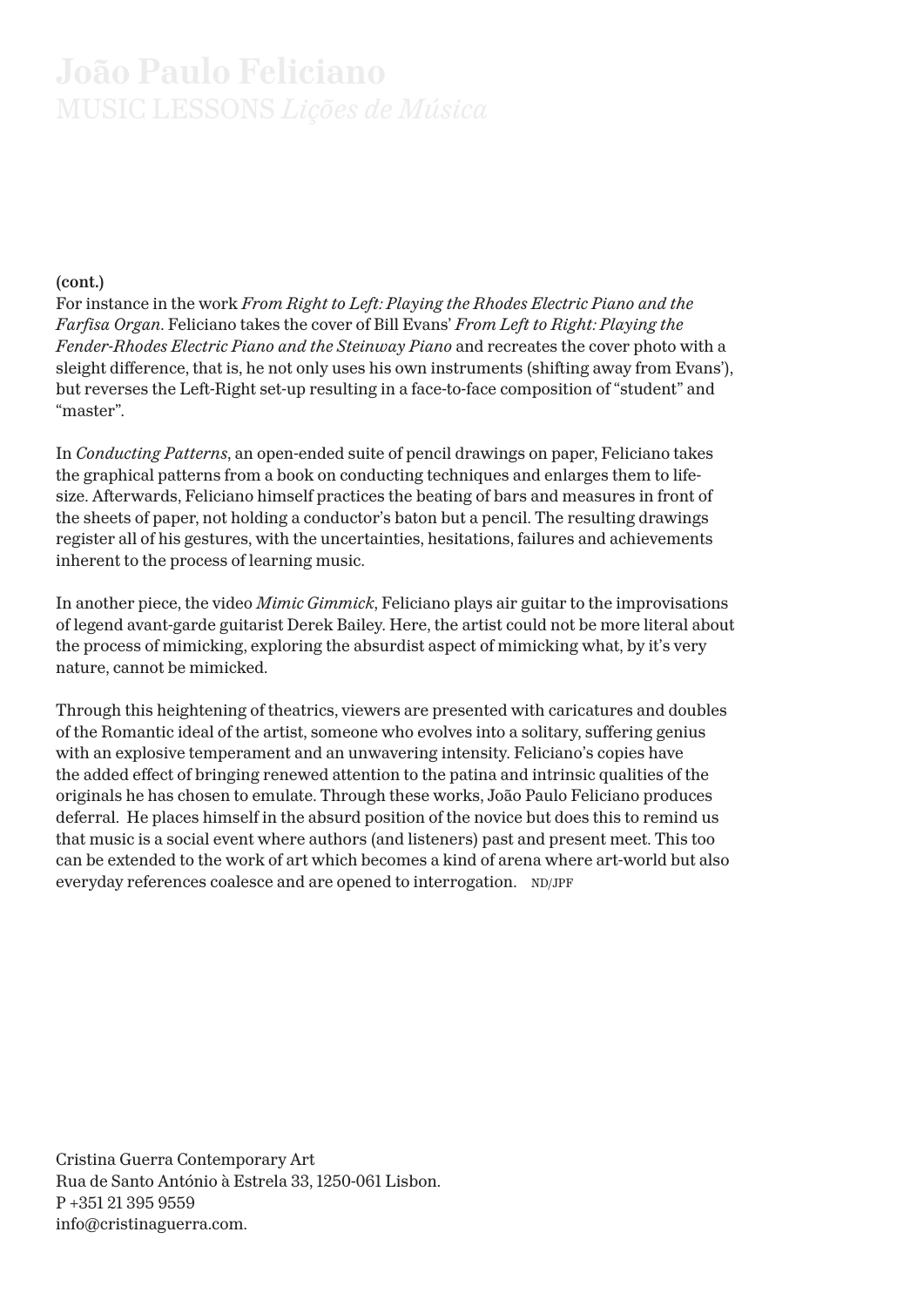# João Paulo Feliciano
## MUSIC LESSONS *Lições de Música*

**(cont.)**

For instance in the work *From Right to Left: Playing the Rhodes Electric Piano and the Farfisa Organ*. Feliciano takes the cover of Bill Evans' *From Left to Right: Playing the Fender-Rhodes Electric Piano and the Steinway Piano* and recreates the cover photo with a sleight difference, that is, he not only uses his own instruments (shifting away from Evans'), but reverses the Left-Right set-up resulting in a face-to-face composition of "student" and "master".

In *Conducting Patterns*, an open-ended suite of pencil drawings on paper, Feliciano takes the graphical patterns from a book on conducting techniques and enlarges them to life-size. Afterwards, Feliciano himself practices the beating of bars and measures in front of the sheets of paper, not holding a conductor's baton but a pencil. The resulting drawings register all of his gestures, with the uncertainties, hesitations, failures and achievements inherent to the process of learning music.

In another piece, the video *Mimic Gimmick*, Feliciano plays air guitar to the improvisations of legend avant-garde guitarist Derek Bailey. Here, the artist could not be more literal about the process of mimicking, exploring the absurdist aspect of mimicking what, by it's very nature, cannot be mimicked.

Through this heightening of theatrics, viewers are presented with caricatures and doubles of the Romantic ideal of the artist, someone who evolves into a solitary, suffering genius with an explosive temperament and an unwavering intensity. Feliciano's copies have the added effect of bringing renewed attention to the patina and intrinsic qualities of the originals he has chosen to emulate. Through these works, João Paulo Feliciano produces deferral. He places himself in the absurd position of the novice but does this to remind us that music is a social event where authors (and listeners) past and present meet. This too can be extended to the work of art which becomes a kind of arena where art-world but also everyday references coalesce and are opened to interrogation. ND/JPF

Cristina Guerra Contemporary Art
Rua de Santo António à Estrela 33, 1250-061 Lisbon.
P +351 21 395 9559
info@cristinaguerra.com.